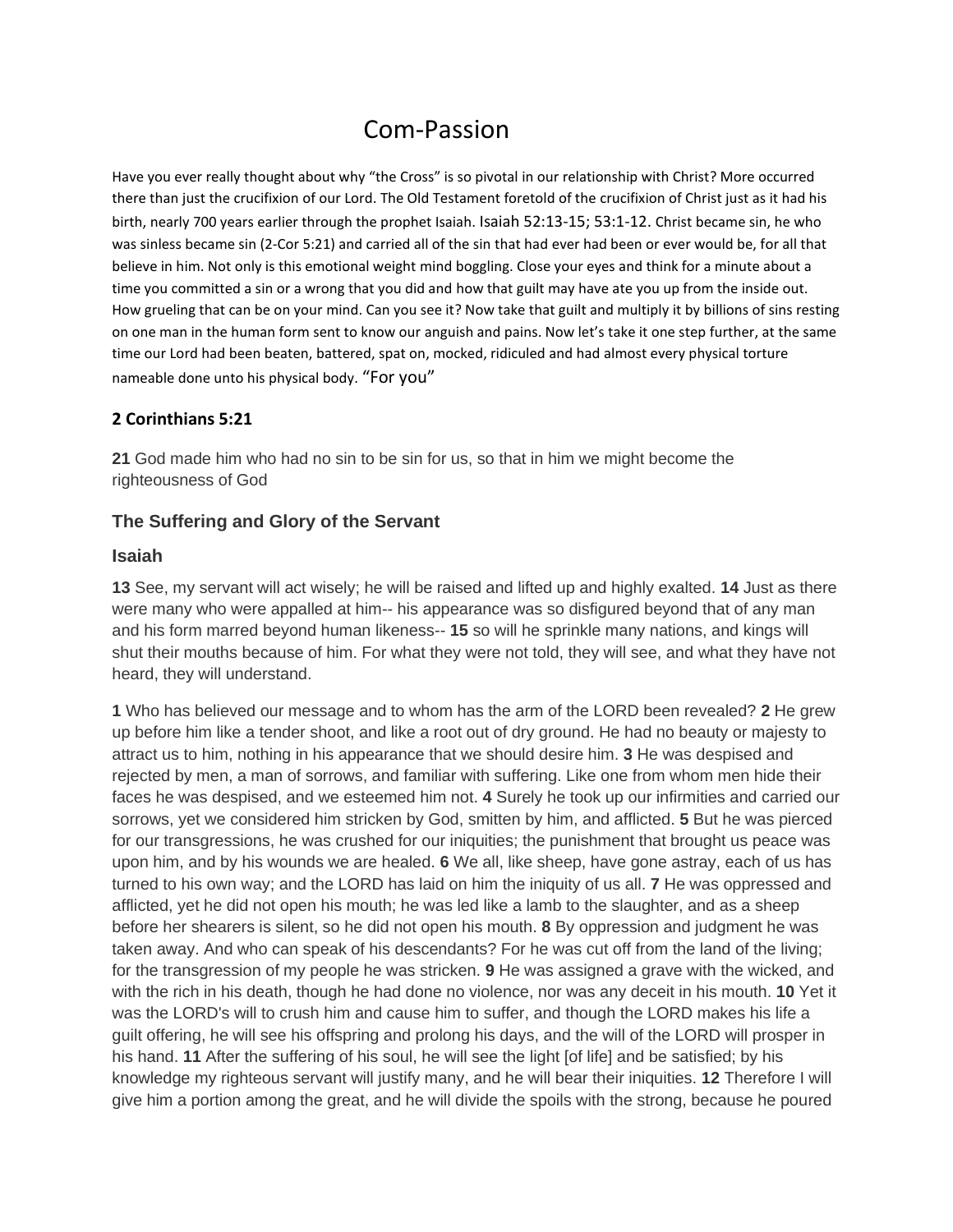# Com-Passion

Have you ever really thought about why "the Cross" is so pivotal in our relationship with Christ? More occurred there than just the crucifixion of our Lord. The Old Testament foretold of the crucifixion of Christ just as it had his birth, nearly 700 years earlier through the prophet Isaiah. Isaiah 52:13-15; 53:1-12. Christ became sin, he who was sinless became sin (2-Cor 5:21) and carried all of the sin that had ever had been or ever would be, for all that believe in him. Not only is this emotional weight mind boggling. Close your eyes and think for a minute about a time you committed a sin or a wrong that you did and how that guilt may have ate you up from the inside out. How grueling that can be on your mind. Can you see it? Now take that guilt and multiply it by billions of sins resting on one man in the human form sent to know our anguish and pains. Now let's take it one step further, at the same time our Lord had been beaten, battered, spat on, mocked, ridiculed and had almost every physical torture nameable done unto his physical body. "For you"

### 2 Corinthians 5:21

**21** God made him who had no sin to be sin for us, so that in him we might become the righteousness of God

### The Suffering and Glory of the Servant

### Isaiah

**13** See, my servant will act wisely; he will be raised and lifted up and highly exalted. **14** Just as there were many who were appalled at him-- his appearance was so disfigured beyond that of any man and his form marred beyond human likeness-- **15** so will he sprinkle many nations, and kings will shut their mouths because of him. For what they were not told, they will see, and what they have not heard, they will understand.

**1** Who has believed our message and to whom has the arm of the LORD been revealed? **2** He grew up before him like a tender shoot, and like a root out of dry ground. He had no beauty or majesty to attract us to him, nothing in his appearance that we should desire him. **3** He was despised and rejected by men, a man of sorrows, and familiar with suffering. Like one from whom men hide their faces he was despised, and we esteemed him not. **4** Surely he took up our infirmities and carried our sorrows, yet we considered him stricken by God, smitten by him, and afflicted. **5** But he was pierced for our transgressions, he was crushed for our iniquities; the punishment that brought us peace was upon him, and by his wounds we are healed. **6** We all, like sheep, have gone astray, each of us has turned to his own way; and the LORD has laid on him the iniquity of us all. **7** He was oppressed and afflicted, yet he did not open his mouth; he was led like a lamb to the slaughter, and as a sheep before her shearers is silent, so he did not open his mouth. **8** By oppression and judgment he was taken away. And who can speak of his descendants? For he was cut off from the land of the living; for the transgression of my people he was stricken. **9** He was assigned a grave with the wicked, and with the rich in his death, though he had done no violence, nor was any deceit in his mouth. **10** Yet it was the LORD's will to crush him and cause him to suffer, and though the LORD makes his life a guilt offering, he will see his offspring and prolong his days, and the will of the LORD will prosper in his hand. **11** After the suffering of his soul, he will see the light [of life] and be satisfied; by his knowledge my righteous servant will justify many, and he will bear their iniquities. **12** Therefore I will give him a portion among the great, and he will divide the spoils with the strong, because he poured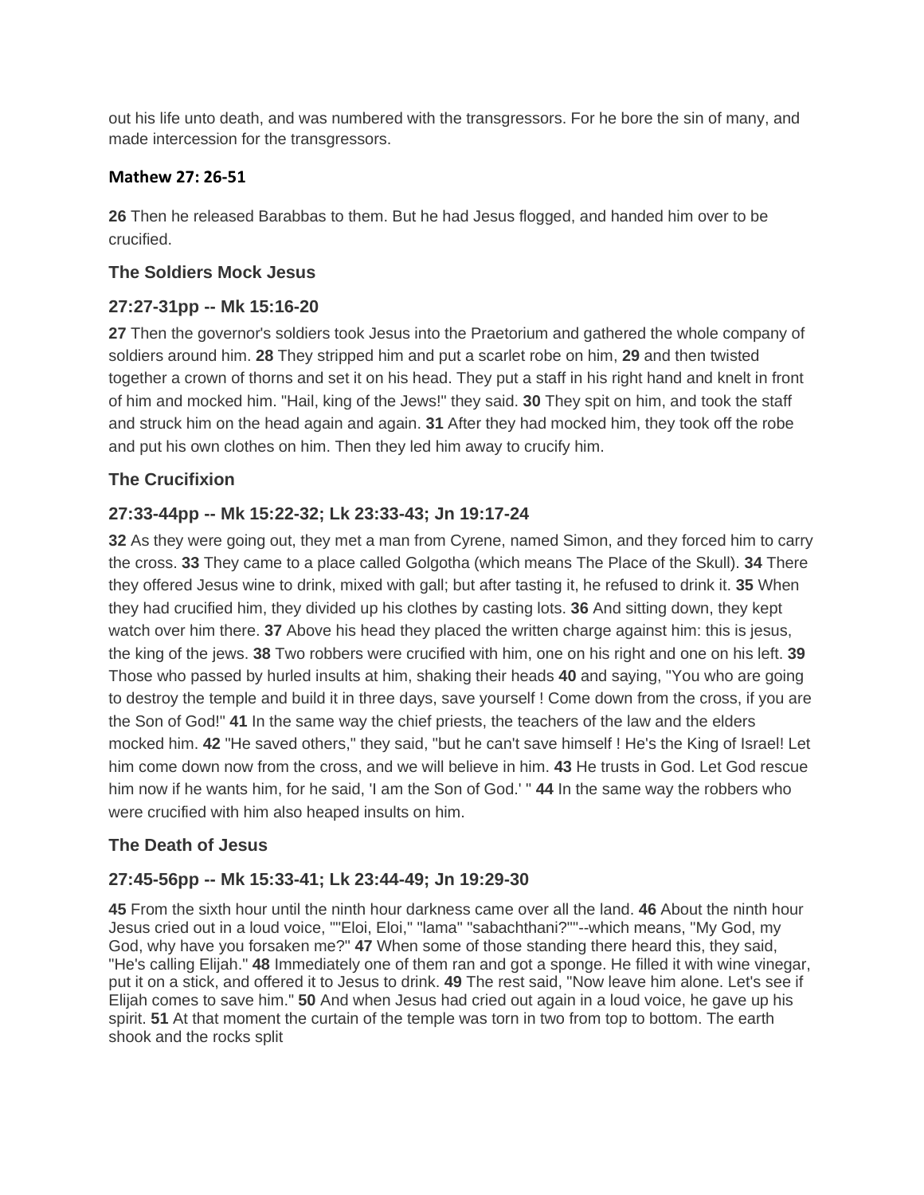out his life unto death, and was numbered with the transgressors. For he bore the sin of many, and made intercession for the transgressors.

**Mathew 27: 26-51**

**26** Then he released Barabbas to them. But he had Jesus flogged, and handed him over to be crucified.

### The Soldiers Mock Jesus

### 27:27-31pp -- Mk 15:16-20

**27** Then the governor's soldiers took Jesus into the Praetorium and gathered the whole company of soldiers around him. **28** They stripped him and put a scarlet robe on him, **29** and then twisted together a crown of thorns and set it on his head. They put a staff in his right hand and knelt in front of him and mocked him. "Hail, king of the Jews!" they said. **30** They spit on him, and took the staff and struck him on the head again and again. **31** After they had mocked him, they took off the robe and put his own clothes on him. Then they led him away to crucify him.

### The Crucifixion

### 27:33-44pp -- Mk 15:22-32; Lk 23:33-43; Jn 19:17-24

**32** As they were going out, they met a man from Cyrene, named Simon, and they forced him to carry the cross. **33** They came to a place called Golgotha (which means The Place of the Skull). **34** There they offered Jesus wine to drink, mixed with gall; but after tasting it, he refused to drink it. **35** When they had crucified him, they divided up his clothes by casting lots. **36** And sitting down, they kept watch over him there. **37** Above his head they placed the written charge against him: this is jesus, the king of the jews. **38** Two robbers were crucified with him, one on his right and one on his left. **39** Those who passed by hurled insults at him, shaking their heads **40** and saying, "You who are going to destroy the temple and build it in three days, save yourself ! Come down from the cross, if you are the Son of God!" **41** In the same way the chief priests, the teachers of the law and the elders mocked him. **42** "He saved others," they said, "but he can't save himself ! He's the King of Israel! Let him come down now from the cross, and we will believe in him. **43** He trusts in God. Let God rescue him now if he wants him, for he said, 'I am the Son of God.' " **44** In the same way the robbers who were crucified with him also heaped insults on him.

### The Death of Jesus

### 27:45-56pp -- Mk 15:33-41; Lk 23:44-49; Jn 19:29-30

**45** From the sixth hour until the ninth hour darkness came over all the land. **46** About the ninth hour Jesus cried out in a loud voice, ""Eloi, Eloi," "lama" "sabachthani?""--which means, "My God, my God, why have you forsaken me?" **47** When some of those standing there heard this, they said, "He's calling Elijah." **48** Immediately one of them ran and got a sponge. He filled it with wine vinegar, put it on a stick, and offered it to Jesus to drink. **49** The rest said, "Now leave him alone. Let's see if Elijah comes to save him." **50** And when Jesus had cried out again in a loud voice, he gave up his spirit. **51** At that moment the curtain of the temple was torn in two from top to bottom. The earth shook and the rocks split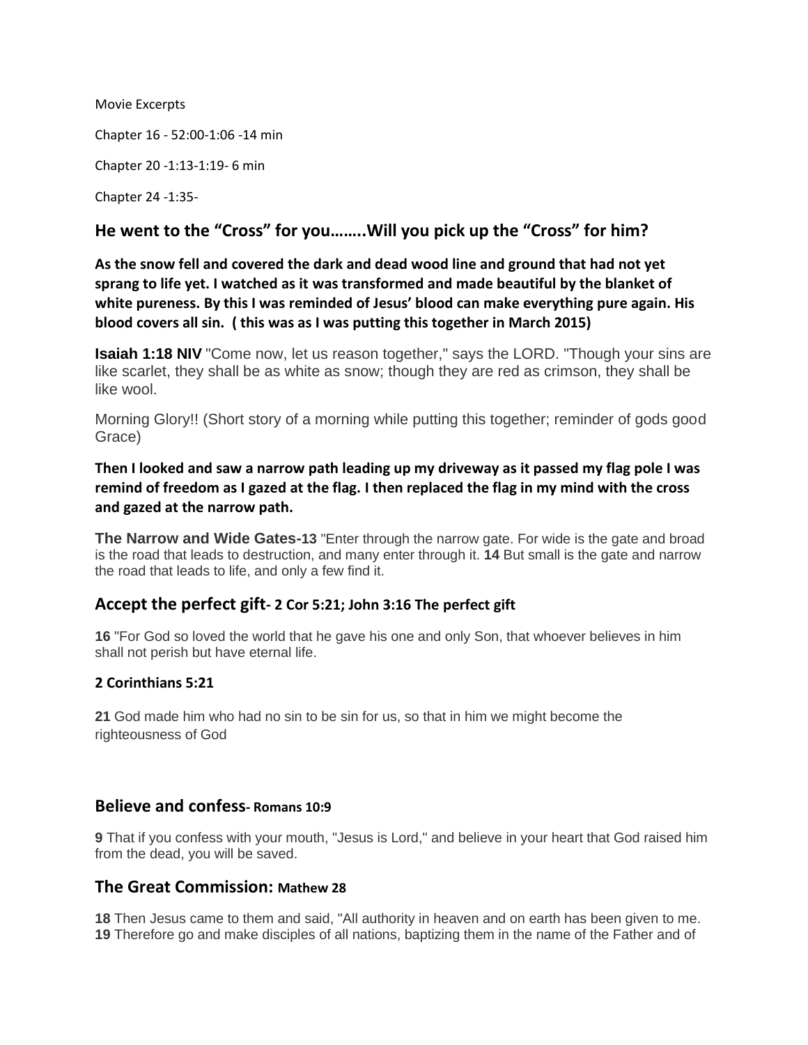Movie Excerpts

Chapter 16 - 52:00-1:06 -14 min

Chapter 20 -1:13-1:19- 6 min

Chapter 24 -1:35-

## He went to the “Cross” for you……..Will you pick up the “Cross” for him?

**As the snow fell and covered the dark and dead wood line and ground that had not yet sprang to life yet. I watched as it was transformed and made beautiful by the blanket of white pureness. By this I was reminded of Jesus’ blood can make everything pure again. His blood covers all sin. ( this was as I was putting this together in March 2015)**

**Isaiah 1:18 NIV** "Come now, let us reason together," says the LORD. "Though your sins are like scarlet, they shall be as white as snow; though they are red as crimson, they shall be like wool.

Morning Glory!! (Short story of a morning while putting this together; reminder of gods good Grace)

**Then I looked and saw a narrow path leading up my driveway as it passed my flag pole I was remind of freedom as I gazed at the flag. I then replaced the flag in my mind with the cross and gazed at the narrow path.**

**The Narrow and Wide Gates-13** "Enter through the narrow gate. For wide is the gate and broad is the road that leads to destruction, and many enter through it. **14** But small is the gate and narrow the road that leads to life, and only a few find it.

## Accept the perfect gift- 2 Cor 5:21; John 3:16 The perfect gift

**16** "For God so loved the world that he gave his one and only Son, that whoever believes in him shall not perish but have eternal life.

**2 Corinthians 5:21**

**21** God made him who had no sin to be sin for us, so that in him we might become the righteousness of God

## Believe and confess- Romans 10:9

**9** That if you confess with your mouth, "Jesus is Lord," and believe in your heart that God raised him from the dead, you will be saved.

## The Great Commission: Mathew 28

**18** Then Jesus came to them and said, "All authority in heaven and on earth has been given to me.
**19** Therefore go and make disciples of all nations, baptizing them in the name of the Father and of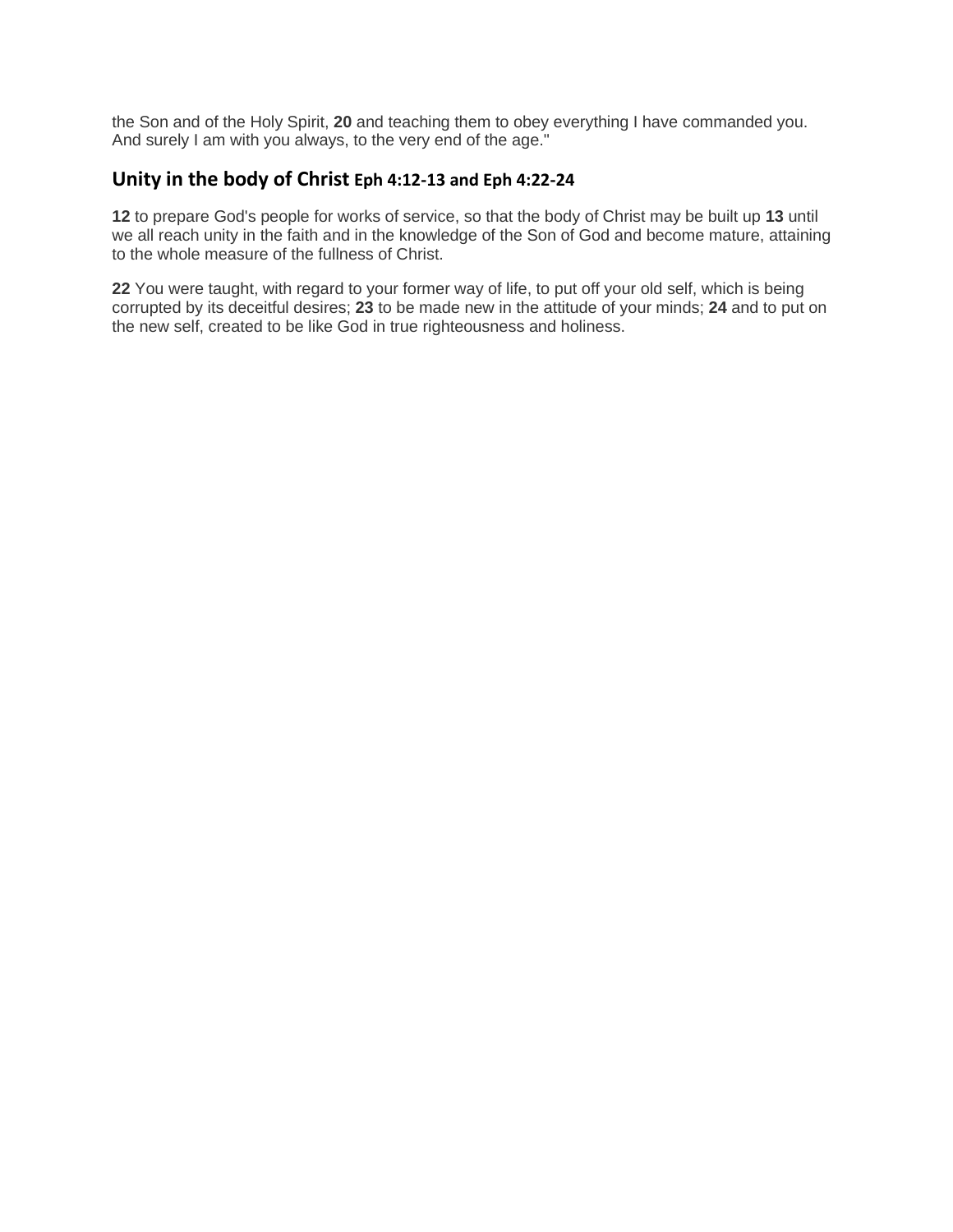the Son and of the Holy Spirit, **20** and teaching them to obey everything I have commanded you. And surely I am with you always, to the very end of the age."

## Unity in the body of Christ Eph 4:12-13 and Eph 4:22-24

**12** to prepare God's people for works of service, so that the body of Christ may be built up **13** until we all reach unity in the faith and in the knowledge of the Son of God and become mature, attaining to the whole measure of the fullness of Christ.

**22** You were taught, with regard to your former way of life, to put off your old self, which is being corrupted by its deceitful desires; **23** to be made new in the attitude of your minds; **24** and to put on the new self, created to be like God in true righteousness and holiness.